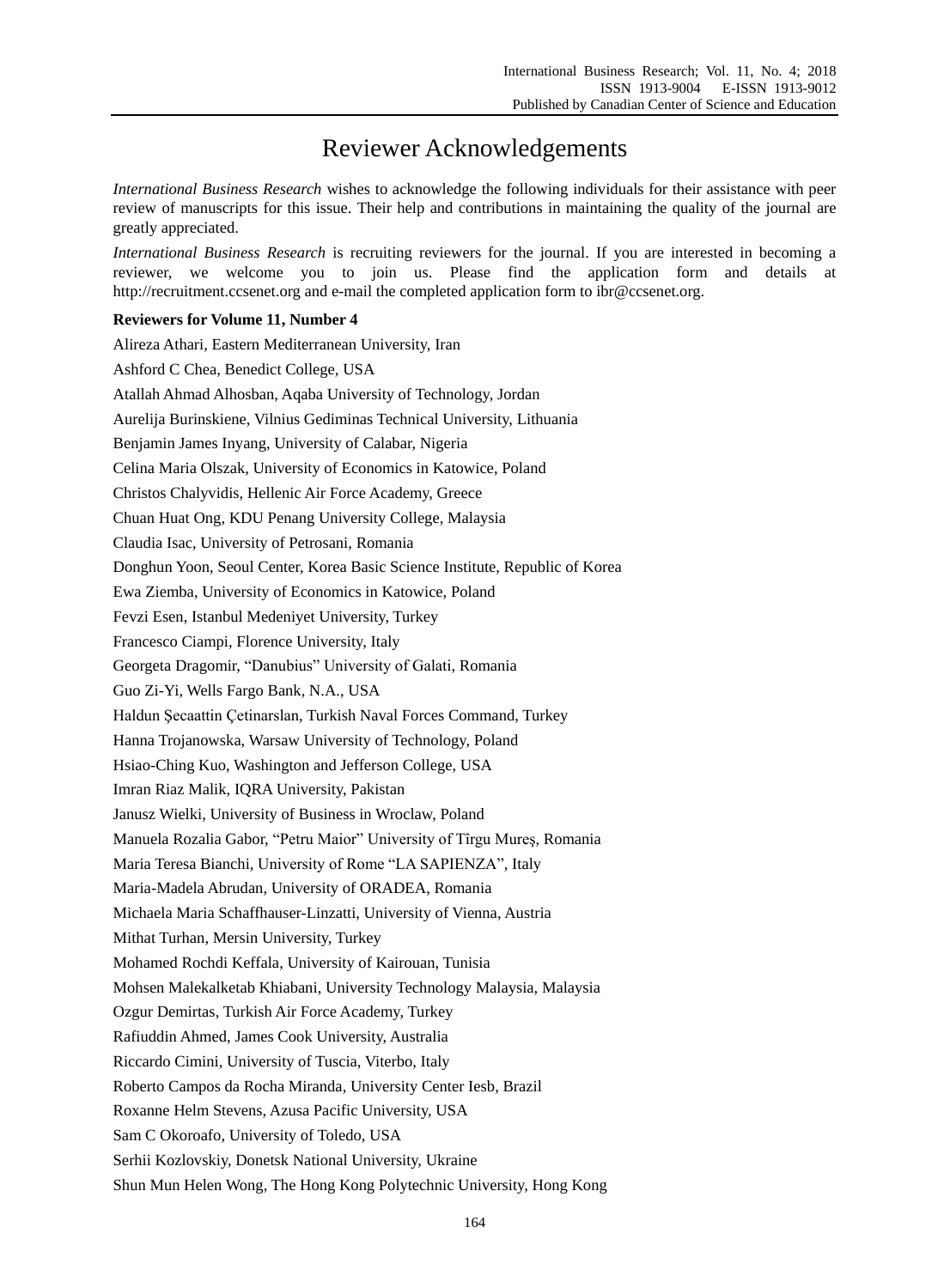# Reviewer Acknowledgements

*International Business Research* wishes to acknowledge the following individuals for their assistance with peer review of manuscripts for this issue. Their help and contributions in maintaining the quality of the journal are greatly appreciated.

*International Business Research* is recruiting reviewers for the journal. If you are interested in becoming a reviewer, we welcome you to join us. Please find the application form and details at http://recruitment.ccsenet.org and e-mail the completed application form to ibr@ccsenet.org.

**Reviewers for Volume 11, Number 4**

Alireza Athari, Eastern Mediterranean University, Iran

Ashford C Chea, Benedict College, USA

Atallah Ahmad Alhosban, Aqaba University of Technology, Jordan

Aurelija Burinskiene, Vilnius Gediminas Technical University, Lithuania

Benjamin James Inyang, University of Calabar, Nigeria

Celina Maria Olszak, University of Economics in Katowice, Poland

Christos Chalyvidis, Hellenic Air Force Academy, Greece

Chuan Huat Ong, KDU Penang University College, Malaysia

Claudia Isac, University of Petrosani, Romania

Donghun Yoon, Seoul Center, Korea Basic Science Institute, Republic of Korea

Ewa Ziemba, University of Economics in Katowice, Poland

Fevzi Esen, Istanbul Medeniyet University, Turkey

Francesco Ciampi, Florence University, Italy

Georgeta Dragomir, “Danubius” University of Galati, Romania

Guo Zi-Yi, Wells Fargo Bank, N.A., USA

Haldun Şecaattin Çetinarslan, Turkish Naval Forces Command, Turkey

Hanna Trojanowska, Warsaw University of Technology, Poland

Hsiao-Ching Kuo, Washington and Jefferson College, USA

Imran Riaz Malik, IQRA University, Pakistan

Janusz Wielki, University of Business in Wroclaw, Poland

Manuela Rozalia Gabor, “Petru Maior” University of Tîrgu Mureş, Romania

Maria Teresa Bianchi, University of Rome “LA SAPIENZA”, Italy

Maria-Madela Abrudan, University of ORADEA, Romania

Michaela Maria Schaffhauser-Linzatti, University of Vienna, Austria

Mithat Turhan, Mersin University, Turkey

Mohamed Rochdi Keffala, University of Kairouan, Tunisia

Mohsen Malekalketab Khiabani, University Technology Malaysia, Malaysia

Ozgur Demirtas, Turkish Air Force Academy, Turkey

Rafiuddin Ahmed, James Cook University, Australia

Riccardo Cimini, University of Tuscia, Viterbo, Italy

Roberto Campos da Rocha Miranda, University Center Iesb, Brazil

Roxanne Helm Stevens, Azusa Pacific University, USA

Sam C Okoroafo, University of Toledo, USA

Serhii Kozlovskiy, Donetsk National University, Ukraine

Shun Mun Helen Wong, The Hong Kong Polytechnic University, Hong Kong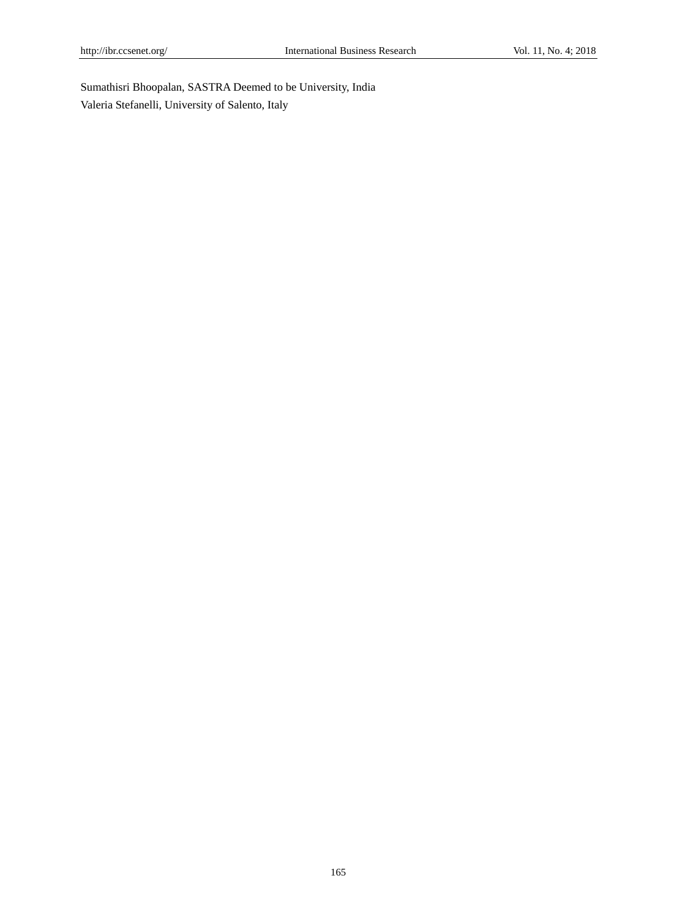Sumathisri Bhoopalan, SASTRA Deemed to be University, India

Valeria Stefanelli, University of Salento, Italy